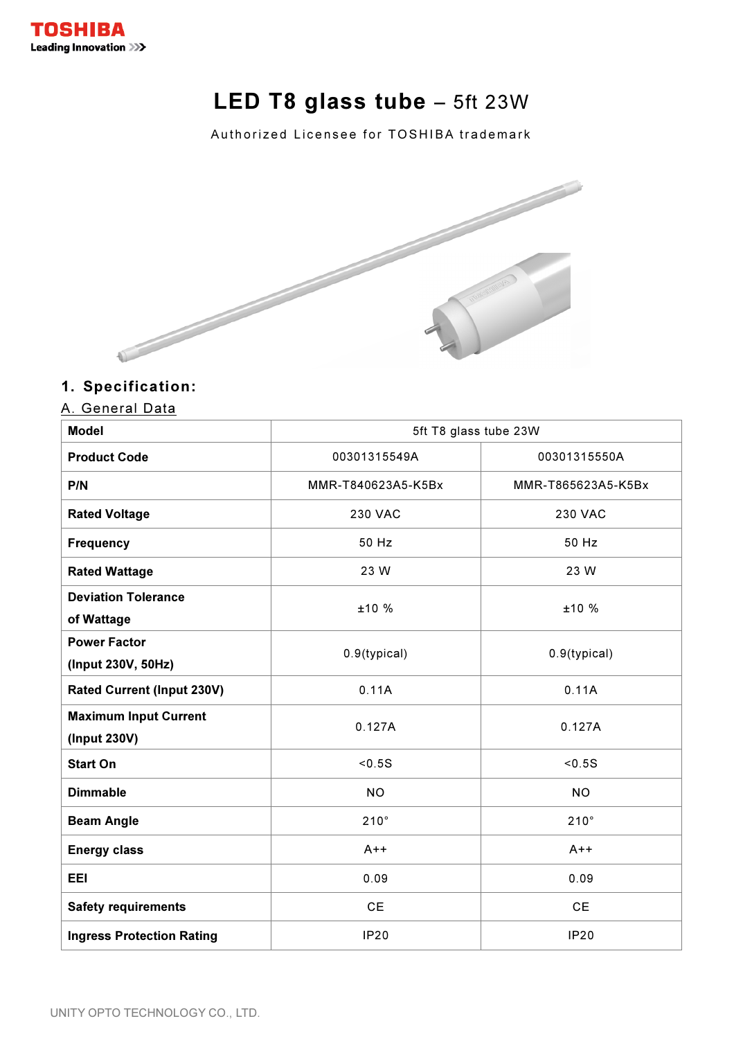TOSHIBA
Leading Innovation

# LED T8 glass tube – 5ft 23W

Authorized Licensee for TOSHIBA trademark

## 1. Specification:

### A. General Data

| Model | 5ft T8 glass tube 23W | |
|---|---|---|
| Product Code | 00301315549A | 00301315550A |
| P/N | MMR-T840623A5-K5Bx | MMR-T865623A5-K5Bx |
| Rated Voltage | 230 VAC | 230 VAC |
| Frequency | 50 Hz | 50 Hz |
| Rated Wattage | 23 W | 23 W |
| Deviation Tolerance of Wattage | ±10 % | ±10 % |
| Power Factor (Input 230V, 50Hz) | 0.9(typical) | 0.9(typical) |
| Rated Current (Input 230V) | 0.11A | 0.11A |
| Maximum Input Current (Input 230V) | 0.127A | 0.127A |
| Start On | <0.5S | <0.5S |
| Dimmable | NO | NO |
| Beam Angle | 210° | 210° |
| Energy class | A++ | A++ |
| EEI | 0.09 | 0.09 |
| Safety requirements | CE | CE |
| Ingress Protection Rating | IP20 | IP20 |

UNITY OPTO TECHNOLOGY CO., LTD.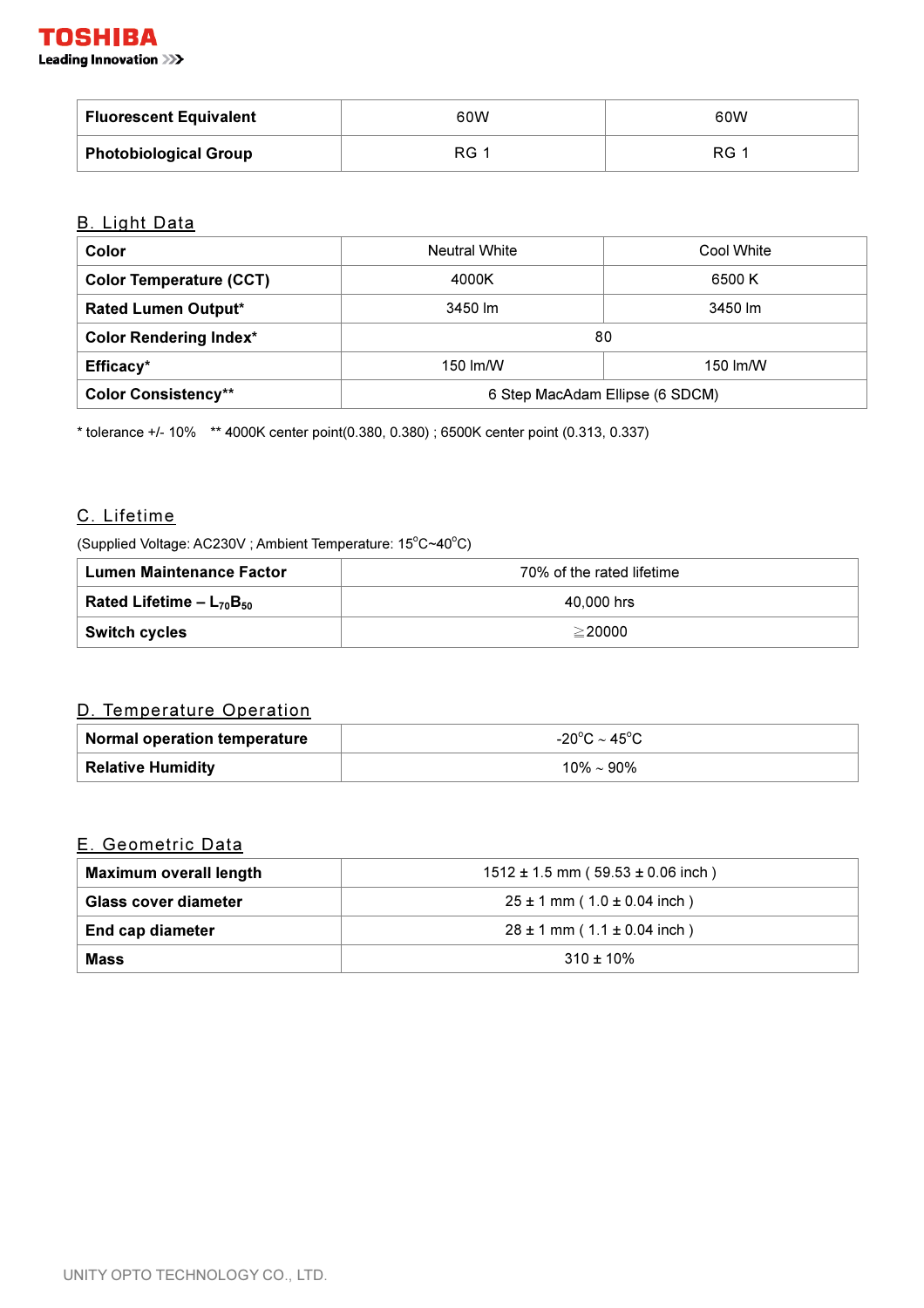| Fluorescent Equivalent | 60W | 60W |
|---|---|---|
| Photobiological Group | RG 1 | RG 1 |

## B. Light Data

| Color | Neutral White | Cool White |
|---|---|---|
| Color Temperature (CCT) | 4000K | 6500 K |
| Rated Lumen Output* | 3450 lm | 3450 lm |
| Color Rendering Index* | 80 | |
| Efficacy* | 150 lm/W | 150 lm/W |
| Color Consistency** | 6 Step MacAdam Ellipse (6 SDCM) | |

* tolerance +/- 10%   ** 4000K center point(0.380, 0.380) ; 6500K center point (0.313, 0.337)

## C. Lifetime

(Supplied Voltage: AC230V ; Ambient Temperature: 15°C~40°C)

| Lumen Maintenance Factor | 70% of the rated lifetime |
|---|---|
| Rated Lifetime – $L_{70}B_{50}$ | 40,000 hrs |
| Switch cycles | ≧20000 |

## D. Temperature Operation

| Normal operation temperature | -20°C ~ 45°C |
|---|---|
| Relative Humidity | 10% ~ 90% |

## E. Geometric Data

| Maximum overall length | 1512 ± 1.5 mm ( 59.53 ± 0.06 inch ) |
|---|---|
| Glass cover diameter | 25 ± 1 mm ( 1.0 ± 0.04 inch ) |
| End cap diameter | 28 ± 1 mm ( 1.1 ± 0.04 inch ) |
| Mass | 310 ± 10% |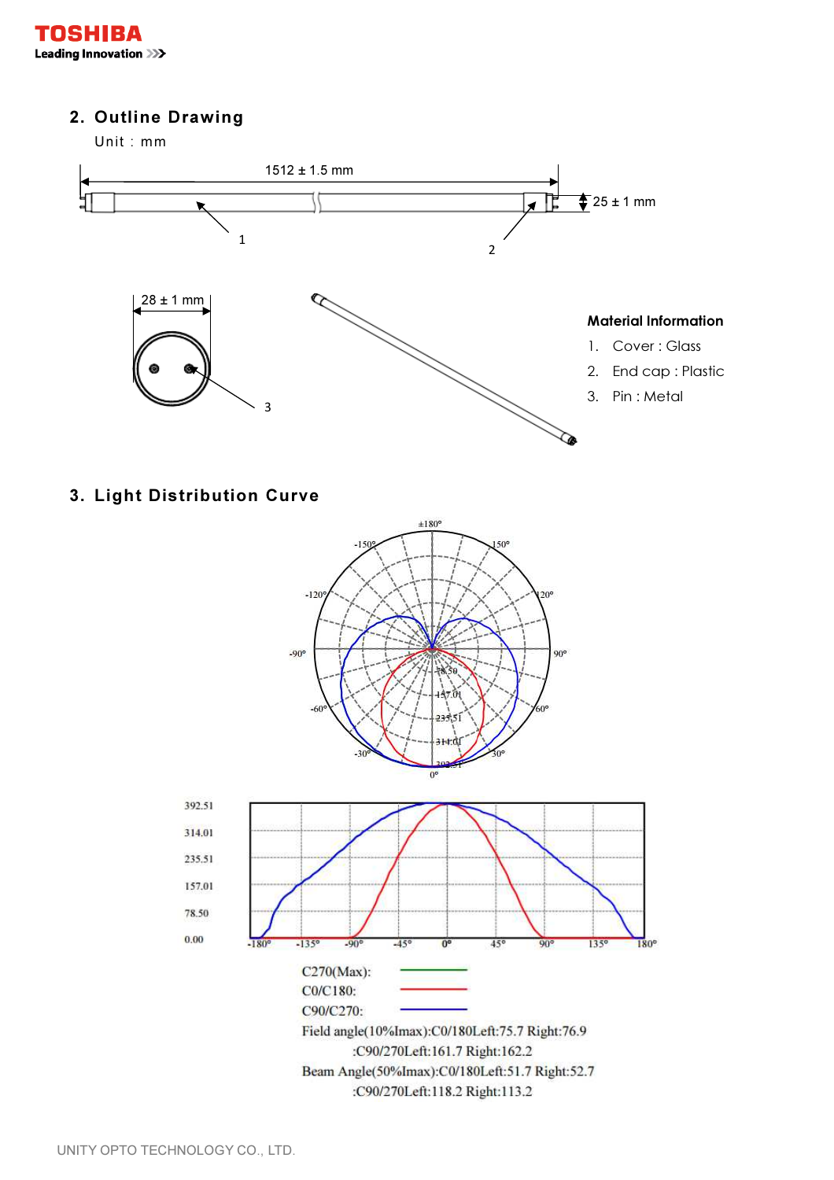## 2. Outline Drawing

Unit : mm

1512 ± 1.5 mm

25 ± 1 mm

28 ± 1 mm

**Material Information**

1. Cover : Glass
2. End cap : Plastic
3. Pin : Metal

## 3. Light Distribution Curve

C270(Max):

C0/C180:

C90/C270:

Field angle(10%Imax):C0/180Left:75.7 Right:76.9

:C90/270Left:161.7 Right:162.2

Beam Angle(50%Imax):C0/180Left:51.7 Right:52.7

:C90/270Left:118.2 Right:113.2

UNITY OPTO TECHNOLOGY CO., LTD.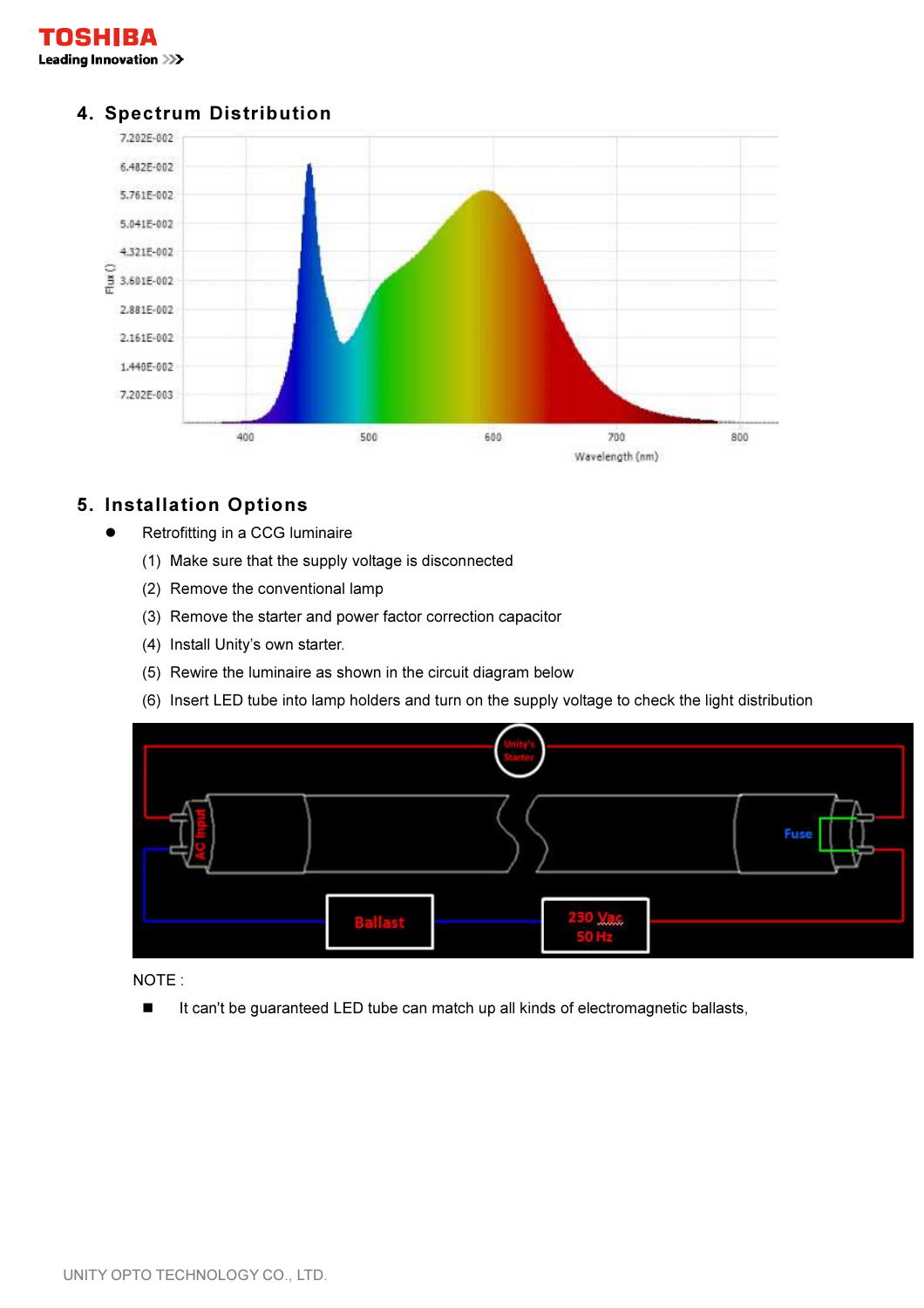## 4. Spectrum Distribution

## 5. Installation Options

- Retrofitting in a CCG luminaire
  - (1) Make sure that the supply voltage is disconnected
  - (2) Remove the conventional lamp
  - (3) Remove the starter and power factor correction capacitor
  - (4) Install Unity's own starter.
  - (5) Rewire the luminaire as shown in the circuit diagram below
  - (6) Insert LED tube into lamp holders and turn on the supply voltage to check the light distribution

NOTE :

- It can't be guaranteed LED tube can match up all kinds of electromagnetic ballasts,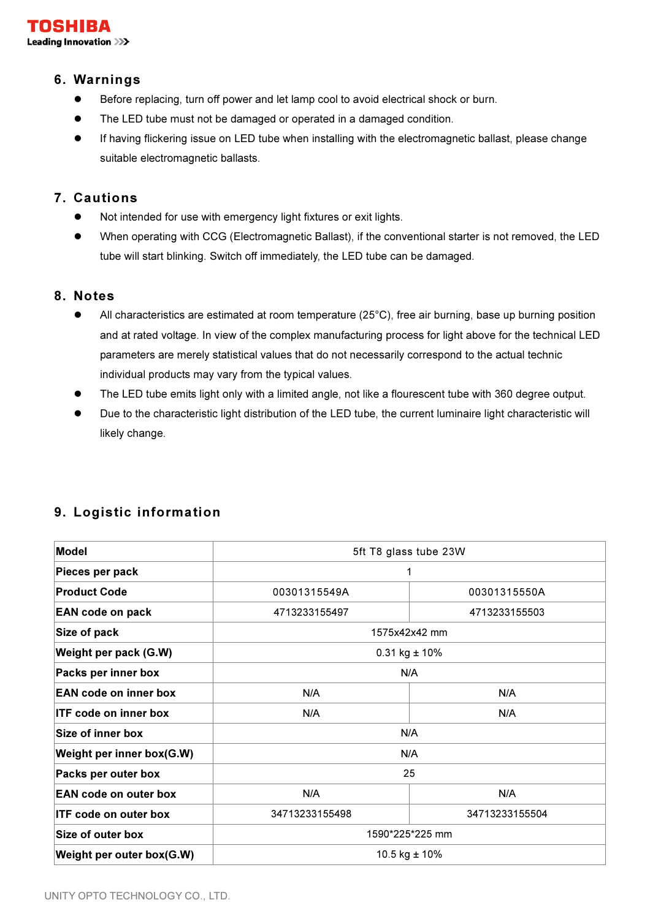## 6. Warnings

- Before replacing, turn off power and let lamp cool to avoid electrical shock or burn.
- The LED tube must not be damaged or operated in a damaged condition.
- If having flickering issue on LED tube when installing with the electromagnetic ballast, please change suitable electromagnetic ballasts.

## 7. Cautions

- Not intended for use with emergency light fixtures or exit lights.
- When operating with CCG (Electromagnetic Ballast), if the conventional starter is not removed, the LED tube will start blinking. Switch off immediately, the LED tube can be damaged.

## 8. Notes

- All characteristics are estimated at room temperature (25°C), free air burning, base up burning position and at rated voltage. In view of the complex manufacturing process for light above for the technical LED parameters are merely statistical values that do not necessarily correspond to the actual technic individual products may vary from the typical values.
- The LED tube emits light only with a limited angle, not like a flourescent tube with 360 degree output.
- Due to the characteristic light distribution of the LED tube, the current luminaire light characteristic will likely change.

## 9. Logistic information

| **Model** | 5ft T8 glass tube 23W | |
|---|---|---|
| **Pieces per pack** | 1 | |
| **Product Code** | 00301315549A | 00301315550A |
| **EAN code on pack** | 4713233155497 | 4713233155503 |
| **Size of pack** | 1575x42x42 mm | |
| **Weight per pack (G.W)** | 0.31 kg ± 10% | |
| **Packs per inner box** | N/A | |
| **EAN code on inner box** | N/A | N/A |
| **ITF code on inner box** | N/A | N/A |
| **Size of inner box** | N/A | |
| **Weight per inner box(G.W)** | N/A | |
| **Packs per outer box** | 25 | |
| **EAN code on outer box** | N/A | N/A |
| **ITF code on outer box** | 34713233155498 | 34713233155504 |
| **Size of outer box** | 1590*225*225 mm | |
| **Weight per outer box(G.W)** | 10.5 kg ± 10% | |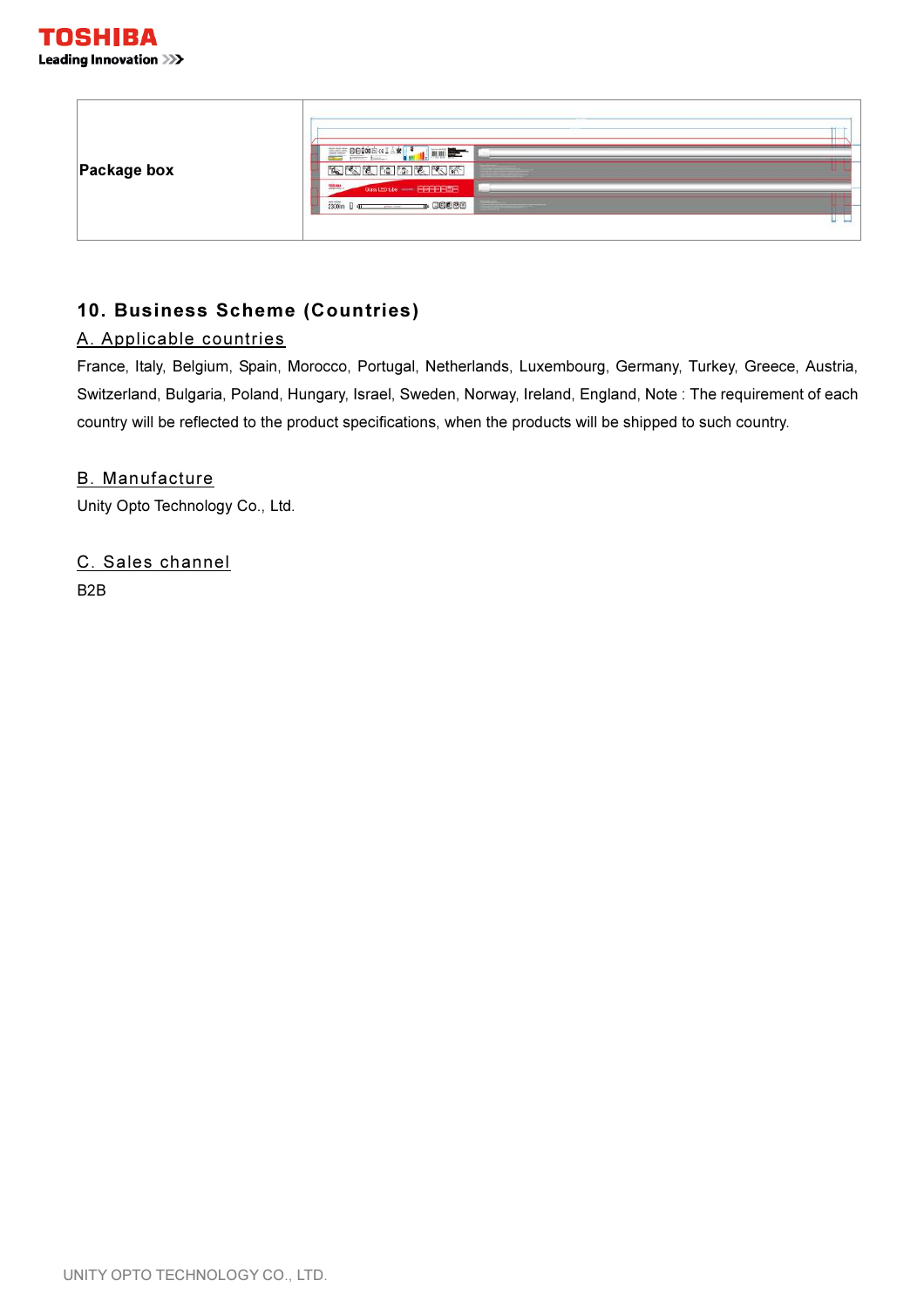| | |
|---|---|
| **Package box** | |

## 10. Business Scheme (Countries)

### A. Applicable countries

France, Italy, Belgium, Spain, Morocco, Portugal, Netherlands, Luxembourg, Germany, Turkey, Greece, Austria, Switzerland, Bulgaria, Poland, Hungary, Israel, Sweden, Norway, Ireland, England, Note : The requirement of each country will be reflected to the product specifications, when the products will be shipped to such country.

### B. Manufacture

Unity Opto Technology Co., Ltd.

### C. Sales channel

B2B